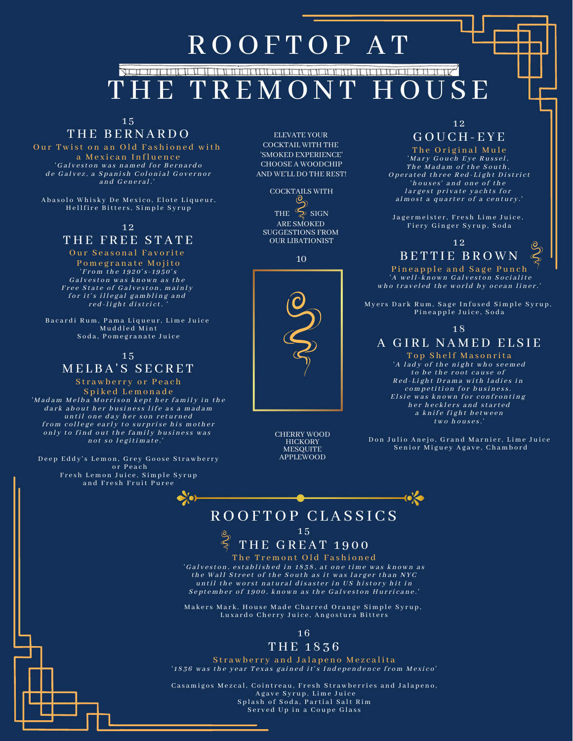# ROOFTOP AT THE TREMONT HOUSE

15

## THE BERNARDO

Our Twist on an Old Fashioned with a Mexican Influence

*'Galveston was named for Bernardo de Galvez, a Spanish Colonial Governor and General.'*

Abasolo Whisky De Mexico, Elote Liqueur, Hellfire Bitters, Simple Syrup

12

## THE FREE STATE

Our Seasonal Favorite Pomegranate Mojito

*'From the 1920's-1950's Galveston was known as the Free State of Galveston, mainly for it's illegal gambling and red-light district.'*

Bacardi Rum, Pama Liqueur, Lime Juice Muddled Mint Soda, Pomegranate Juice

15

## MELBA'S SECRET

Strawberry or Peach Spiked Lemonade

*'Madam Melba Morrison kept her family in the dark about her business life as a madam until one day her son returned from college early to surprise his mother only to find out the family business was not so legitimate.'*

Deep Eddy's Lemon, Grey Goose Strawberry or Peach Fresh Lemon Juice, Simple Syrup and Fresh Fruit Puree

ELEVATE YOUR COCKTAIL WITH THE 'SMOKED EXPERIENCE' CHOOSE A WOODCHIP AND WE'LL DO THE REST!

COCKTAILS WITH THE SIGN ARE SMOKED SUGGESTIONS FROM OUR LIBATIONIST

10

CHERRY WOOD
HICKORY
MESQUITE
APPLEWOOD

12

## GOUCH-EYE

The Original Mule

*'Mary Gouch Eye Russel, The Madam of the South, Operated three Red-Light District 'houses' and one of the largest private yachts for almost a quarter of a century.'*

Jagermeister, Fresh Lime Juice, Fiery Ginger Syrup, Soda

12

## BETTIE BROWN

Pineapple and Sage Punch

*'A well-known Galveston Socialite who traveled the world by ocean liner.'*

Myers Dark Rum, Sage Infused Simple Syrup, Pineapple Juice, Soda

18

## A GIRL NAMED ELSIE

Top Shelf Masonrita

*'A lady of the night who seemed to be the root cause of Red-Light Drama with ladies in competition for business. Elsie was known for confronting her hecklers and started a knife fight between two houses.'*

Don Julio Anejo, Grand Marnier, Lime Juice Senior Miguey Agave, Chambord

# ROOFTOP CLASSICS

15

## THE GREAT 1900

The Tremont Old Fashioned

*'Galveston, established in 1838, at one time was known as the Wall Street of the South as it was larger than NYC until the worst natural disaster in US history hit in September of 1900, known as the Galveston Hurricane.'*

Makers Mark, House Made Charred Orange Simple Syrup, Luxardo Cherry Juice, Angostura Bitters

16

## THE 1836

Strawberry and Jalapeno Mezcalita

*'1836 was the year Texas gained it's Independence from Mexico'*

Casamigos Mezcal, Cointreau, Fresh Strawberries and Jalapeno, Agave Syrup, Lime Juice Splash of Soda, Partial Salt Rim Served Up in a Coupe Glass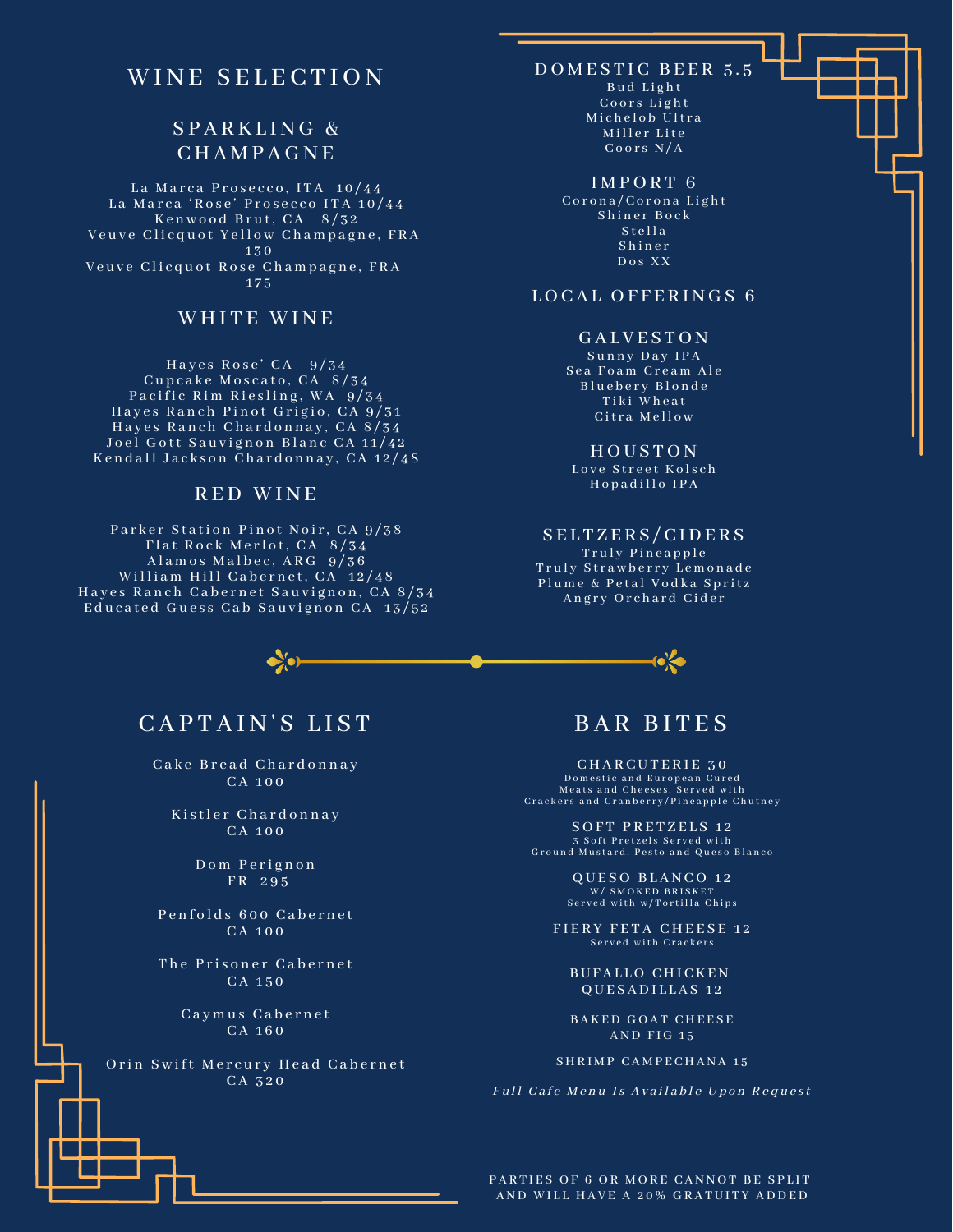# WINE SELECTION

## SPARKLING & CHAMPAGNE

La Marca Prosecco, ITA 10/44
La Marca 'Rose' Prosecco ITA 10/44
Kenwood Brut, CA 8/32
Veuve Clicquot Yellow Champagne, FRA 130
Veuve Clicquot Rose Champagne, FRA 175

## WHITE WINE

Hayes Rose' CA 9/34
Cupcake Moscato, CA 8/34
Pacific Rim Riesling, WA 9/34
Hayes Ranch Pinot Grigio, CA 9/31
Hayes Ranch Chardonnay, CA 8/34
Joel Gott Sauvignon Blanc CA 11/42
Kendall Jackson Chardonnay, CA 12/48

## RED WINE

Parker Station Pinot Noir, CA 9/38
Flat Rock Merlot, CA 8/34
Alamos Malbec, ARG 9/36
William Hill Cabernet, CA 12/48
Hayes Ranch Cabernet Sauvignon, CA 8/34
Educated Guess Cab Sauvignon CA 13/52

## DOMESTIC BEER 5.5

Bud Light
Coors Light
Michelob Ultra
Miller Lite
Coors N/A

## IMPORT 6

Corona/Corona Light
Shiner Bock
Stella
Shiner
Dos XX

## LOCAL OFFERINGS 6

### GALVESTON

Sunny Day IPA
Sea Foam Cream Ale
Bluebery Blonde
Tiki Wheat
Citra Mellow

### HOUSTON

Love Street Kolsch
Hopadillo IPA

## SELTZERS/CIDERS

Truly Pineapple
Truly Strawberry Lemonade
Plume & Petal Vodka Spritz
Angry Orchard Cider

# CAPTAIN'S LIST

Cake Bread Chardonnay
CA 100

Kistler Chardonnay
CA 100

Dom Perignon
FR 295

Penfolds 600 Cabernet
CA 100

The Prisoner Cabernet
CA 150

Caymus Cabernet
CA 160

Orin Swift Mercury Head Cabernet
CA 320

# BAR BITES

**CHARCUTERIE 30**
Domestic and European Cured Meats and Cheeses. Served with Crackers and Cranberry/Pineapple Chutney

**SOFT PRETZELS 12**
3 Soft Pretzels Served with Ground Mustard, Pesto and Queso Blanco

**QUESO BLANCO 12**
W/ SMOKED BRISKET
Served with w/Tortilla Chips

**FIERY FETA CHEESE 12**
Served with Crackers

**BUFALLO CHICKEN QUESADILLAS 12**

**BAKED GOAT CHEESE AND FIG 15**

**SHRIMP CAMPECHANA 15**

*Full Cafe Menu Is Available Upon Request*

PARTIES OF 6 OR MORE CANNOT BE SPLIT AND WILL HAVE A 20% GRATUITY ADDED